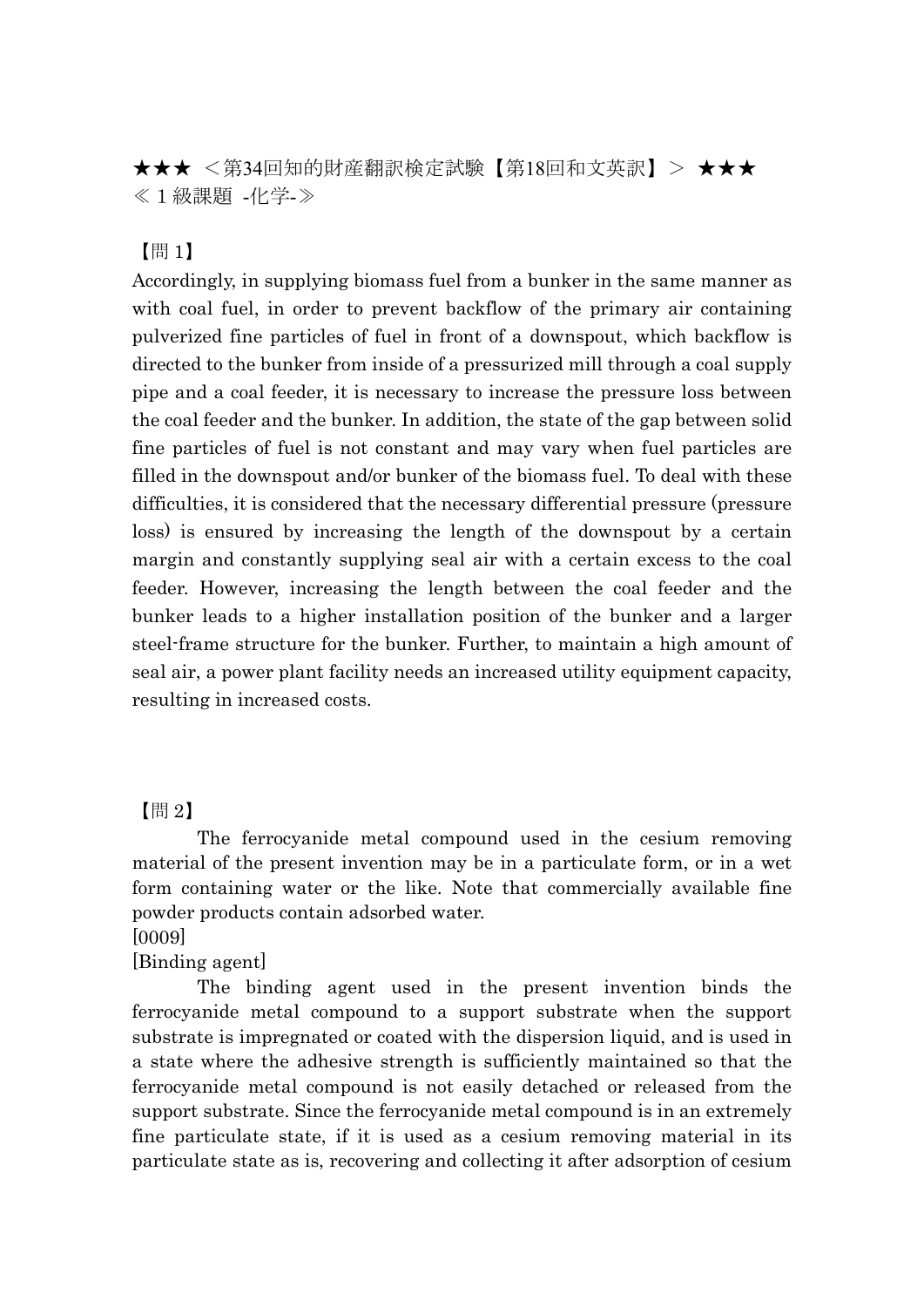★★★ ＜第34回知的財産翻訳検定試験【第18回和文英訳】＞ ★★★
≪１級課題 -化学-≫

【問 1】

Accordingly, in supplying biomass fuel from a bunker in the same manner as with coal fuel, in order to prevent backflow of the primary air containing pulverized fine particles of fuel in front of a downspout, which backflow is directed to the bunker from inside of a pressurized mill through a coal supply pipe and a coal feeder, it is necessary to increase the pressure loss between the coal feeder and the bunker. In addition, the state of the gap between solid fine particles of fuel is not constant and may vary when fuel particles are filled in the downspout and/or bunker of the biomass fuel. To deal with these difficulties, it is considered that the necessary differential pressure (pressure loss) is ensured by increasing the length of the downspout by a certain margin and constantly supplying seal air with a certain excess to the coal feeder. However, increasing the length between the coal feeder and the bunker leads to a higher installation position of the bunker and a larger steel-frame structure for the bunker. Further, to maintain a high amount of seal air, a power plant facility needs an increased utility equipment capacity, resulting in increased costs.

【問 2】

The ferrocyanide metal compound used in the cesium removing material of the present invention may be in a particulate form, or in a wet form containing water or the like. Note that commercially available fine powder products contain adsorbed water.

[0009]

[Binding agent]

The binding agent used in the present invention binds the ferrocyanide metal compound to a support substrate when the support substrate is impregnated or coated with the dispersion liquid, and is used in a state where the adhesive strength is sufficiently maintained so that the ferrocyanide metal compound is not easily detached or released from the support substrate. Since the ferrocyanide metal compound is in an extremely fine particulate state, if it is used as a cesium removing material in its particulate state as is, recovering and collecting it after adsorption of cesium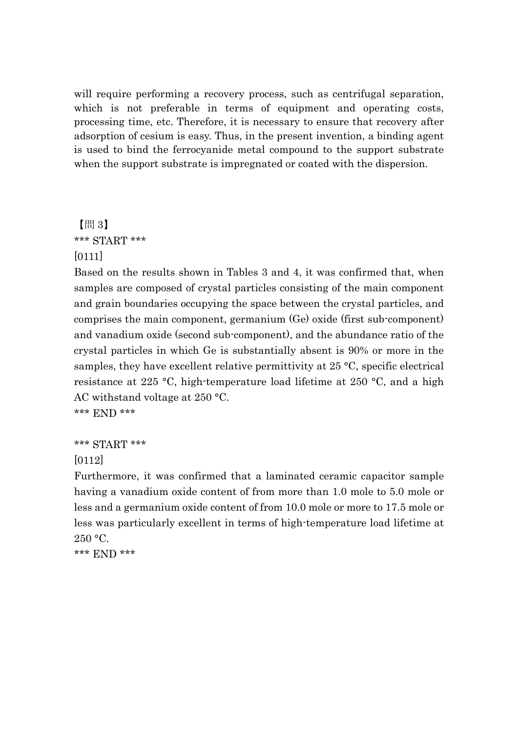will require performing a recovery process, such as centrifugal separation, which is not preferable in terms of equipment and operating costs, processing time, etc. Therefore, it is necessary to ensure that recovery after adsorption of cesium is easy. Thus, in the present invention, a binding agent is used to bind the ferrocyanide metal compound to the support substrate when the support substrate is impregnated or coated with the dispersion.

【問 3】

*** START ***

[0111]

Based on the results shown in Tables 3 and 4, it was confirmed that, when samples are composed of crystal particles consisting of the main component and grain boundaries occupying the space between the crystal particles, and comprises the main component, germanium (Ge) oxide (first sub-component) and vanadium oxide (second sub-component), and the abundance ratio of the crystal particles in which Ge is substantially absent is 90% or more in the samples, they have excellent relative permittivity at 25 °C, specific electrical resistance at 225 °C, high-temperature load lifetime at 250 °C, and a high AC withstand voltage at 250 °C.

*** END ***

*** START ***

[0112]

Furthermore, it was confirmed that a laminated ceramic capacitor sample having a vanadium oxide content of from more than 1.0 mole to 5.0 mole or less and a germanium oxide content of from 10.0 mole or more to 17.5 mole or less was particularly excellent in terms of high-temperature load lifetime at 250 °C.

*** END ***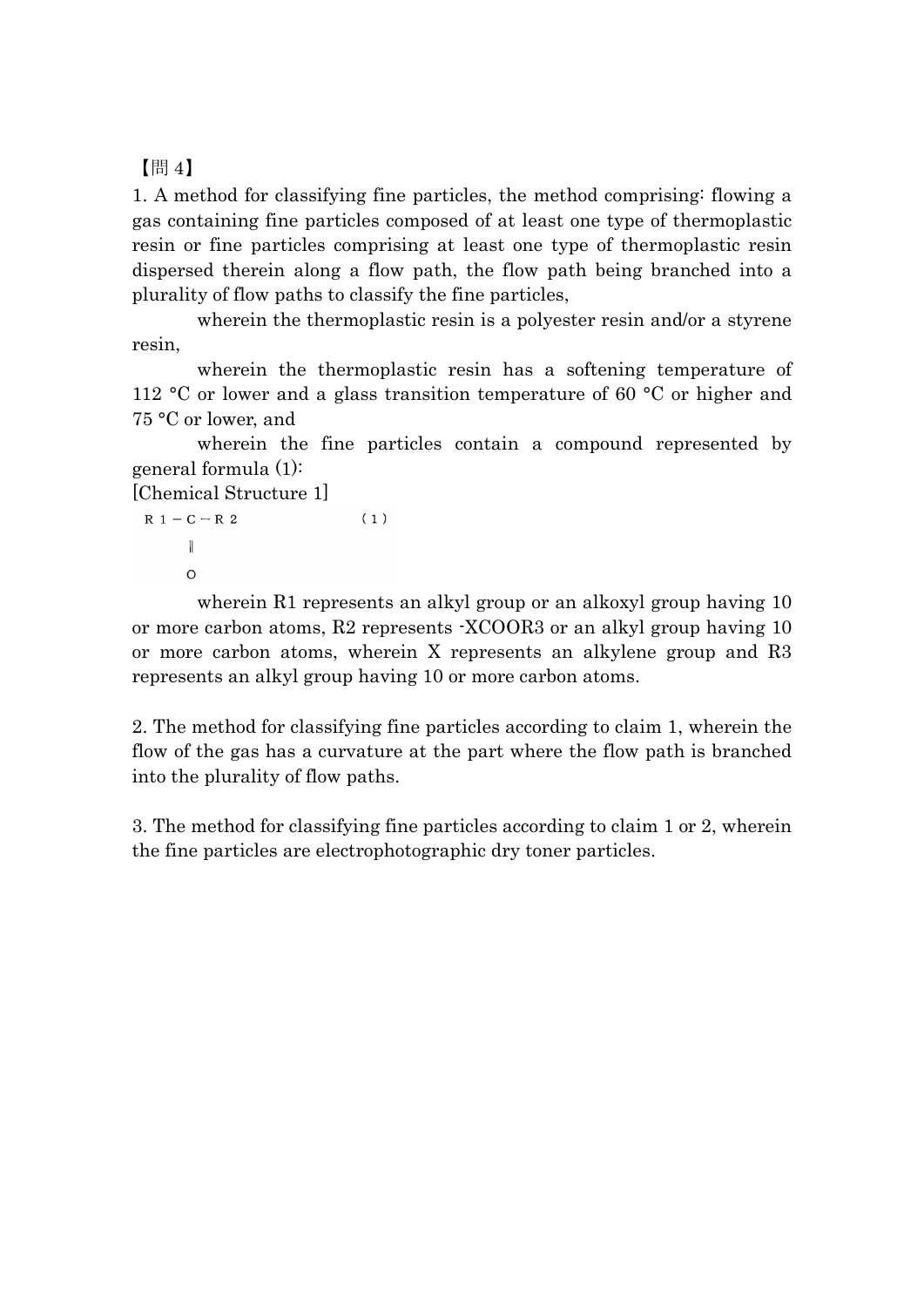【問 4】

1. A method for classifying fine particles, the method comprising: flowing a gas containing fine particles composed of at least one type of thermoplastic resin or fine particles comprising at least one type of thermoplastic resin dispersed therein along a flow path, the flow path being branched into a plurality of flow paths to classify the fine particles,

wherein the thermoplastic resin is a polyester resin and/or a styrene resin,

wherein the thermoplastic resin has a softening temperature of 112 °C or lower and a glass transition temperature of 60 °C or higher and 75 °C or lower, and

wherein the fine particles contain a compound represented by general formula (1):

[Chemical Structure 1]

$$R1-\underset{\underset{O}{\|}}{C}-R2 \qquad (1)$$

wherein R1 represents an alkyl group or an alkoxyl group having 10 or more carbon atoms, R2 represents -XCOOR3 or an alkyl group having 10 or more carbon atoms, wherein X represents an alkylene group and R3 represents an alkyl group having 10 or more carbon atoms.

2. The method for classifying fine particles according to claim 1, wherein the flow of the gas has a curvature at the part where the flow path is branched into the plurality of flow paths.

3. The method for classifying fine particles according to claim 1 or 2, wherein the fine particles are electrophotographic dry toner particles.